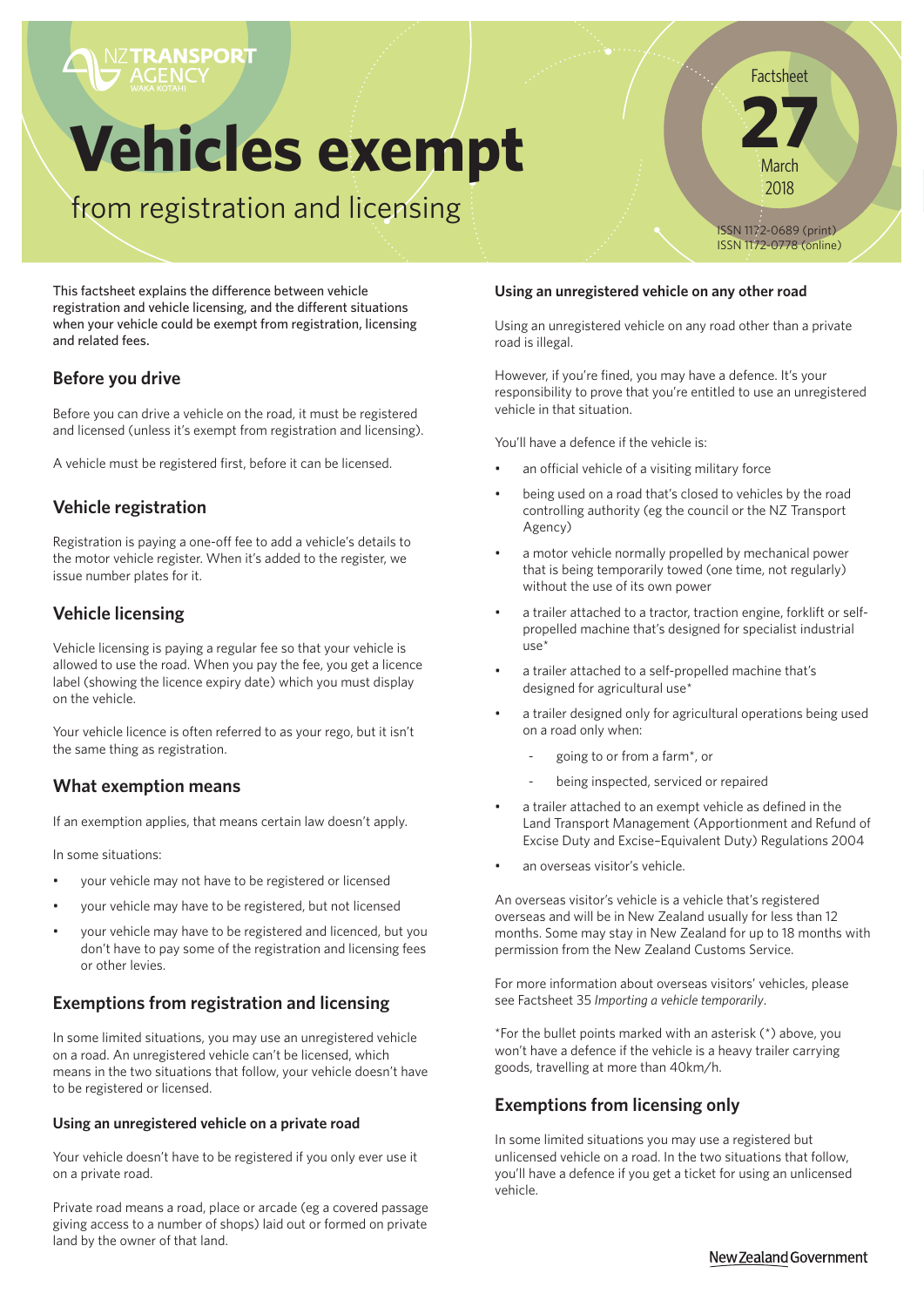# Vehicles exempt

## from registration and licensing

Factsheet 27
March 2018

ISSN 1172-0689 (print)
ISSN 1172-0778 (online)

This factsheet explains the difference between vehicle registration and vehicle licensing, and the different situations when your vehicle could be exempt from registration, licensing and related fees.

## Before you drive

Before you can drive a vehicle on the road, it must be registered and licensed (unless it's exempt from registration and licensing).

A vehicle must be registered first, before it can be licensed.

## Vehicle registration

Registration is paying a one-off fee to add a vehicle's details to the motor vehicle register. When it's added to the register, we issue number plates for it.

## Vehicle licensing

Vehicle licensing is paying a regular fee so that your vehicle is allowed to use the road. When you pay the fee, you get a licence label (showing the licence expiry date) which you must display on the vehicle.

Your vehicle licence is often referred to as your rego, but it isn't the same thing as registration.

## What exemption means

If an exemption applies, that means certain law doesn't apply.

In some situations:

- your vehicle may not have to be registered or licensed
- your vehicle may have to be registered, but not licensed
- your vehicle may have to be registered and licenced, but you don't have to pay some of the registration and licensing fees or other levies.

## Exemptions from registration and licensing

In some limited situations, you may use an unregistered vehicle on a road. An unregistered vehicle can't be licensed, which means in the two situations that follow, your vehicle doesn't have to be registered or licensed.

### Using an unregistered vehicle on a private road

Your vehicle doesn't have to be registered if you only ever use it on a private road.

Private road means a road, place or arcade (eg a covered passage giving access to a number of shops) laid out or formed on private land by the owner of that land.

### Using an unregistered vehicle on any other road

Using an unregistered vehicle on any road other than a private road is illegal.

However, if you're fined, you may have a defence. It's your responsibility to prove that you're entitled to use an unregistered vehicle in that situation.

You'll have a defence if the vehicle is:

- an official vehicle of a visiting military force
- being used on a road that's closed to vehicles by the road controlling authority (eg the council or the NZ Transport Agency)
- a motor vehicle normally propelled by mechanical power that is being temporarily towed (one time, not regularly) without the use of its own power
- a trailer attached to a tractor, traction engine, forklift or self-propelled machine that's designed for specialist industrial use*
- a trailer attached to a self-propelled machine that's designed for agricultural use*
- a trailer designed only for agricultural operations being used on a road only when:
  - going to or from a farm*, or
  - being inspected, serviced or repaired
- a trailer attached to an exempt vehicle as defined in the Land Transport Management (Apportionment and Refund of Excise Duty and Excise–Equivalent Duty) Regulations 2004
- an overseas visitor's vehicle.

An overseas visitor's vehicle is a vehicle that's registered overseas and will be in New Zealand usually for less than 12 months. Some may stay in New Zealand for up to 18 months with permission from the New Zealand Customs Service.

For more information about overseas visitors' vehicles, please see Factsheet 35 *Importing a vehicle temporarily*.

*For the bullet points marked with an asterisk (*) above, you won't have a defence if the vehicle is a heavy trailer carrying goods, travelling at more than 40km/h.

## Exemptions from licensing only

In some limited situations you may use a registered but unlicensed vehicle on a road. In the two situations that follow, you'll have a defence if you get a ticket for using an unlicensed vehicle.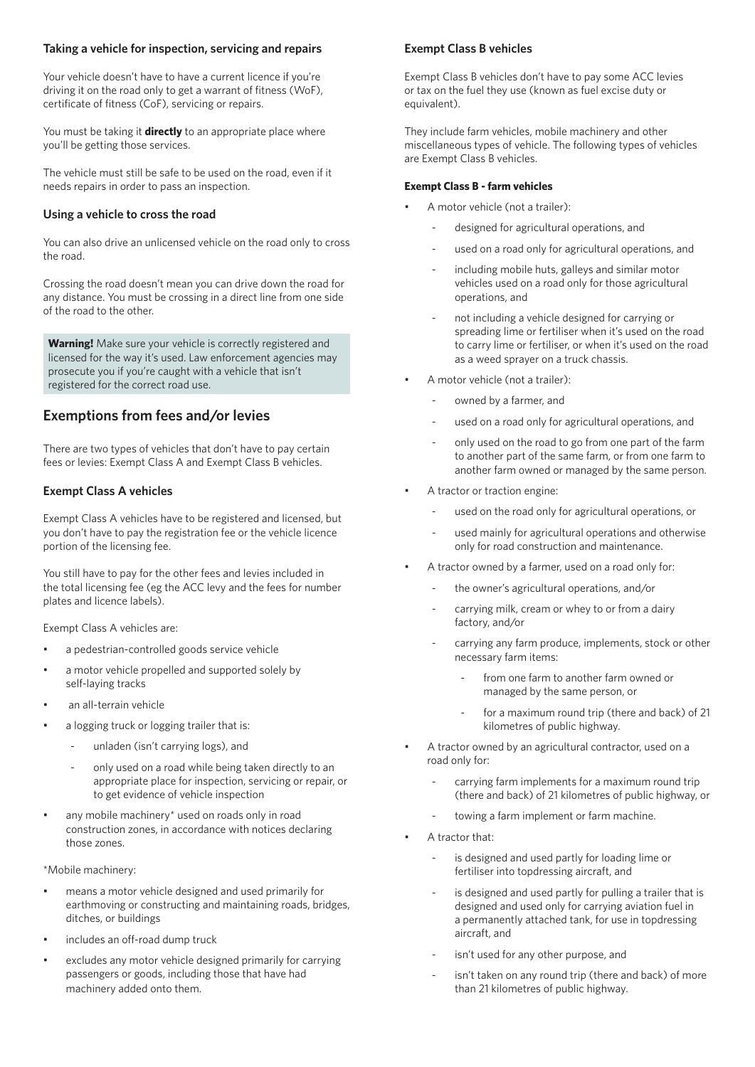### Taking a vehicle for inspection, servicing and repairs

Your vehicle doesn't have to have a current licence if you're driving it on the road only to get a warrant of fitness (WoF), certificate of fitness (CoF), servicing or repairs.

You must be taking it **directly** to an appropriate place where you'll be getting those services.

The vehicle must still be safe to be used on the road, even if it needs repairs in order to pass an inspection.

### Using a vehicle to cross the road

You can also drive an unlicensed vehicle on the road only to cross the road.

Crossing the road doesn't mean you can drive down the road for any distance. You must be crossing in a direct line from one side of the road to the other.

> **Warning!** Make sure your vehicle is correctly registered and licensed for the way it's used. Law enforcement agencies may prosecute you if you're caught with a vehicle that isn't registered for the correct road use.

## Exemptions from fees and/or levies

There are two types of vehicles that don't have to pay certain fees or levies: Exempt Class A and Exempt Class B vehicles.

### Exempt Class A vehicles

Exempt Class A vehicles have to be registered and licensed, but you don't have to pay the registration fee or the vehicle licence portion of the licensing fee.

You still have to pay for the other fees and levies included in the total licensing fee (eg the ACC levy and the fees for number plates and licence labels).

Exempt Class A vehicles are:

- a pedestrian-controlled goods service vehicle
- a motor vehicle propelled and supported solely by self-laying tracks
- an all-terrain vehicle
- a logging truck or logging trailer that is:
  - unladen (isn't carrying logs), and
  - only used on a road while being taken directly to an appropriate place for inspection, servicing or repair, or to get evidence of vehicle inspection
- any mobile machinery* used on roads only in road construction zones, in accordance with notices declaring those zones.

*Mobile machinery:

- means a motor vehicle designed and used primarily for earthmoving or constructing and maintaining roads, bridges, ditches, or buildings
- includes an off-road dump truck
- excludes any motor vehicle designed primarily for carrying passengers or goods, including those that have had machinery added onto them.

### Exempt Class B vehicles

Exempt Class B vehicles don't have to pay some ACC levies or tax on the fuel they use (known as fuel excise duty or equivalent).

They include farm vehicles, mobile machinery and other miscellaneous types of vehicle. The following types of vehicles are Exempt Class B vehicles.

#### Exempt Class B - farm vehicles

- A motor vehicle (not a trailer):
  - designed for agricultural operations, and
  - used on a road only for agricultural operations, and
  - including mobile huts, galleys and similar motor vehicles used on a road only for those agricultural operations, and
  - not including a vehicle designed for carrying or spreading lime or fertiliser when it's used on the road to carry lime or fertiliser, or when it's used on the road as a weed sprayer on a truck chassis.
- A motor vehicle (not a trailer):
  - owned by a farmer, and
  - used on a road only for agricultural operations, and
  - only used on the road to go from one part of the farm to another part of the same farm, or from one farm to another farm owned or managed by the same person.
- A tractor or traction engine:
  - used on the road only for agricultural operations, or
  - used mainly for agricultural operations and otherwise only for road construction and maintenance.
- A tractor owned by a farmer, used on a road only for:
  - the owner's agricultural operations, and/or
  - carrying milk, cream or whey to or from a dairy factory, and/or
  - carrying any farm produce, implements, stock or other necessary farm items:
    - from one farm to another farm owned or managed by the same person, or
    - for a maximum round trip (there and back) of 21 kilometres of public highway.
- A tractor owned by an agricultural contractor, used on a road only for:
  - carrying farm implements for a maximum round trip (there and back) of 21 kilometres of public highway, or
  - towing a farm implement or farm machine.
- A tractor that:
  - is designed and used partly for loading lime or fertiliser into topdressing aircraft, and
  - is designed and used partly for pulling a trailer that is designed and used only for carrying aviation fuel in a permanently attached tank, for use in topdressing aircraft, and
  - isn't used for any other purpose, and
  - isn't taken on any round trip (there and back) of more than 21 kilometres of public highway.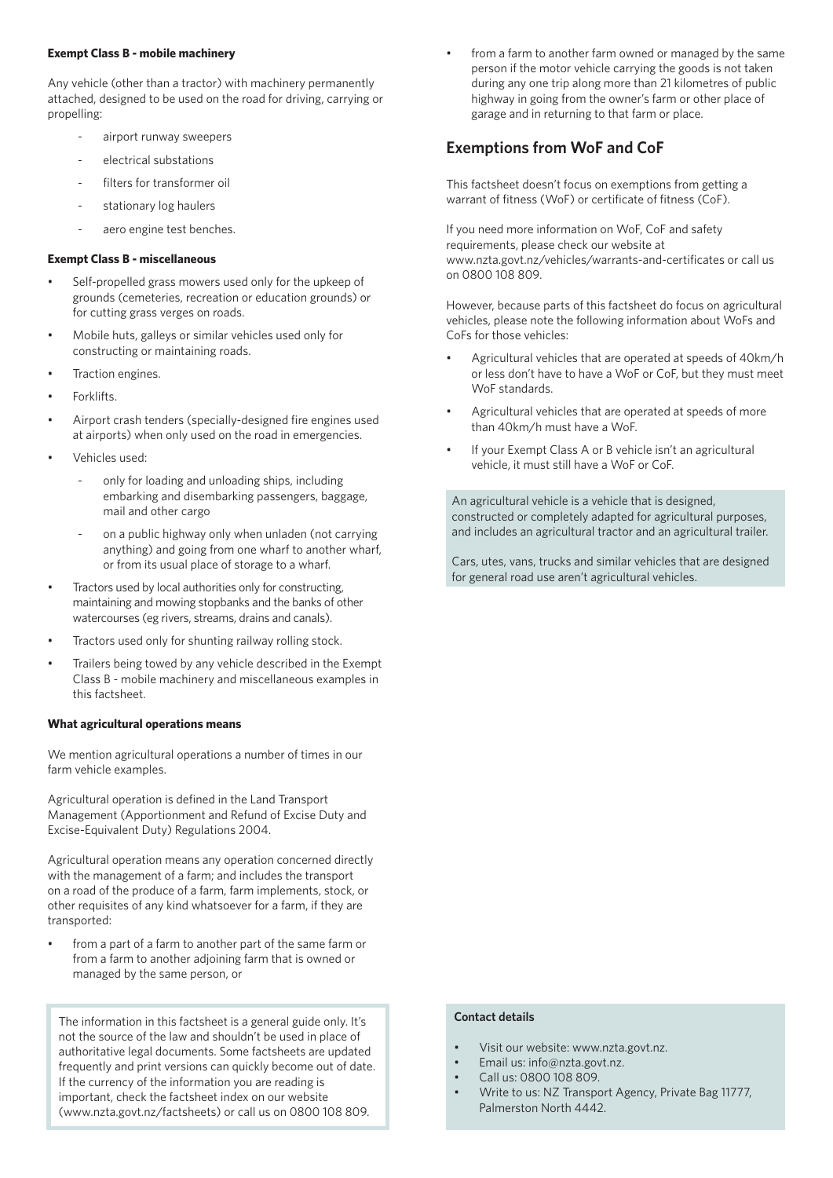#### Exempt Class B - mobile machinery

Any vehicle (other than a tractor) with machinery permanently attached, designed to be used on the road for driving, carrying or propelling:

- airport runway sweepers
- electrical substations
- filters for transformer oil
- stationary log haulers
- aero engine test benches.

#### Exempt Class B - miscellaneous

- Self-propelled grass mowers used only for the upkeep of grounds (cemeteries, recreation or education grounds) or for cutting grass verges on roads.
- Mobile huts, galleys or similar vehicles used only for constructing or maintaining roads.
- Traction engines.
- Forklifts.
- Airport crash tenders (specially-designed fire engines used at airports) when only used on the road in emergencies.
- Vehicles used:
  - only for loading and unloading ships, including embarking and disembarking passengers, baggage, mail and other cargo
  - on a public highway only when unladen (not carrying anything) and going from one wharf to another wharf, or from its usual place of storage to a wharf.
- Tractors used by local authorities only for constructing, maintaining and mowing stopbanks and the banks of other watercourses (eg rivers, streams, drains and canals).
- Tractors used only for shunting railway rolling stock.
- Trailers being towed by any vehicle described in the Exempt Class B - mobile machinery and miscellaneous examples in this factsheet.

#### What agricultural operations means

We mention agricultural operations a number of times in our farm vehicle examples.

Agricultural operation is defined in the Land Transport Management (Apportionment and Refund of Excise Duty and Excise-Equivalent Duty) Regulations 2004.

Agricultural operation means any operation concerned directly with the management of a farm; and includes the transport on a road of the produce of a farm, farm implements, stock, or other requisites of any kind whatsoever for a farm, if they are transported:

- from a part of a farm to another part of the same farm or from a farm to another adjoining farm that is owned or managed by the same person, or
- from a farm to another farm owned or managed by the same person if the motor vehicle carrying the goods is not taken during any one trip along more than 21 kilometres of public highway in going from the owner's farm or other place of garage and in returning to that farm or place.

## Exemptions from WoF and CoF

This factsheet doesn't focus on exemptions from getting a warrant of fitness (WoF) or certificate of fitness (CoF).

If you need more information on WoF, CoF and safety requirements, please check our website at www.nzta.govt.nz/vehicles/warrants-and-certificates or call us on 0800 108 809.

However, because parts of this factsheet do focus on agricultural vehicles, please note the following information about WoFs and CoFs for those vehicles:

- Agricultural vehicles that are operated at speeds of 40km/h or less don't have to have a WoF or CoF, but they must meet WoF standards.
- Agricultural vehicles that are operated at speeds of more than 40km/h must have a WoF.
- If your Exempt Class A or B vehicle isn't an agricultural vehicle, it must still have a WoF or CoF.

An agricultural vehicle is a vehicle that is designed, constructed or completely adapted for agricultural purposes, and includes an agricultural tractor and an agricultural trailer.

Cars, utes, vans, trucks and similar vehicles that are designed for general road use aren't agricultural vehicles.

The information in this factsheet is a general guide only. It's not the source of the law and shouldn't be used in place of authoritative legal documents. Some factsheets are updated frequently and print versions can quickly become out of date. If the currency of the information you are reading is important, check the factsheet index on our website (www.nzta.govt.nz/factsheets) or call us on 0800 108 809.

#### Contact details

- Visit our website: www.nzta.govt.nz.
- Email us: info@nzta.govt.nz.
- Call us: 0800 108 809.
- Write to us: NZ Transport Agency, Private Bag 11777, Palmerston North 4442.